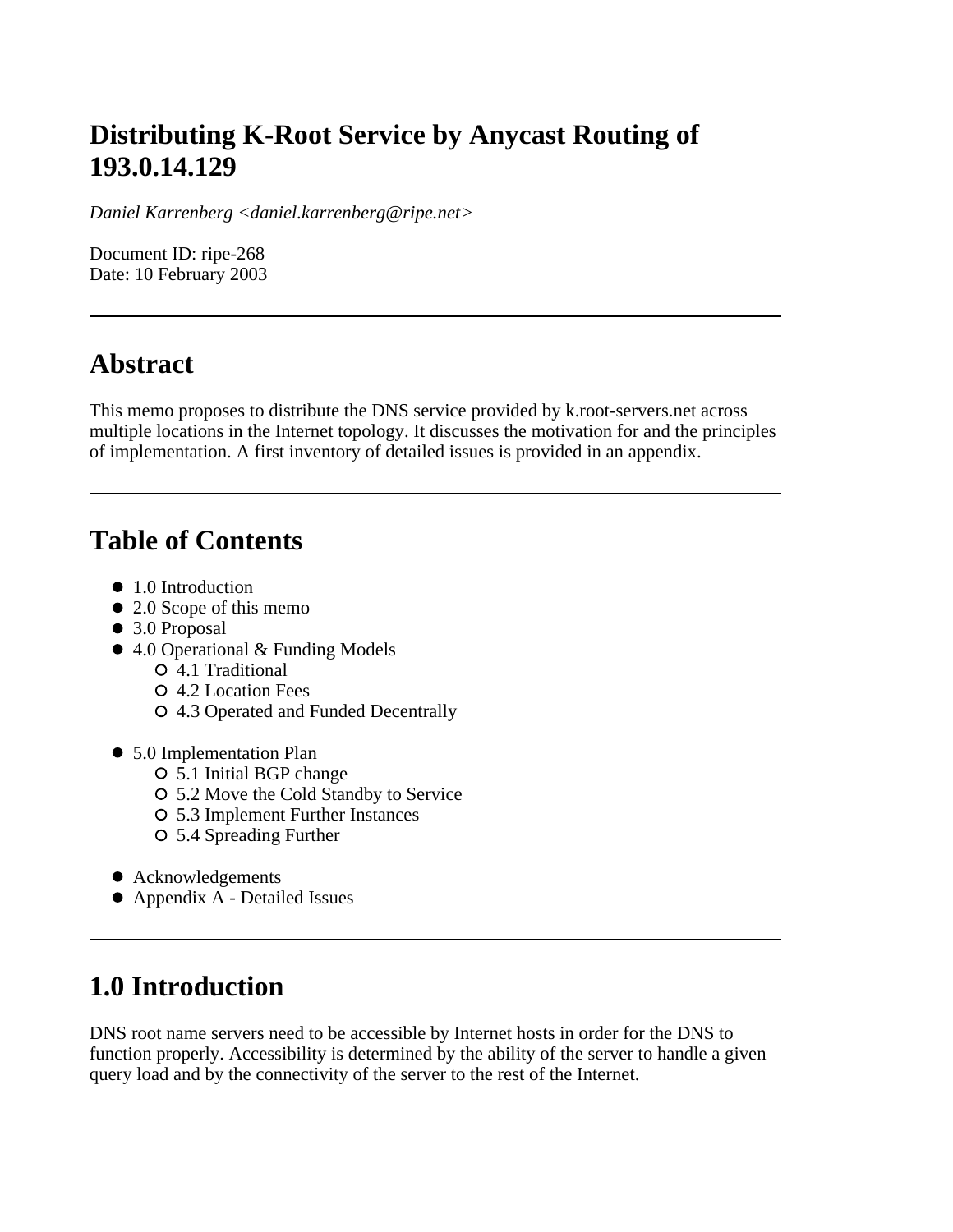# Distributing K-Root Service by Anycast Routing of 193.0.14.129

*Daniel Karrenberg <daniel.karrenberg@ripe.net>*

Document ID: ripe-268
Date: 10 February 2003

---

## Abstract

This memo proposes to distribute the DNS service provided by k.root-servers.net across multiple locations in the Internet topology. It discusses the motivation for and the principles of implementation. A first inventory of detailed issues is provided in an appendix.

---

## Table of Contents

- 1.0 Introduction
- 2.0 Scope of this memo
- 3.0 Proposal
- 4.0 Operational & Funding Models
  - 4.1 Traditional
  - 4.2 Location Fees
  - 4.3 Operated and Funded Decentrally
- 5.0 Implementation Plan
  - 5.1 Initial BGP change
  - 5.2 Move the Cold Standby to Service
  - 5.3 Implement Further Instances
  - 5.4 Spreading Further
- Acknowledgements
- Appendix A - Detailed Issues

---

## 1.0 Introduction

DNS root name servers need to be accessible by Internet hosts in order for the DNS to function properly. Accessibility is determined by the ability of the server to handle a given query load and by the connectivity of the server to the rest of the Internet.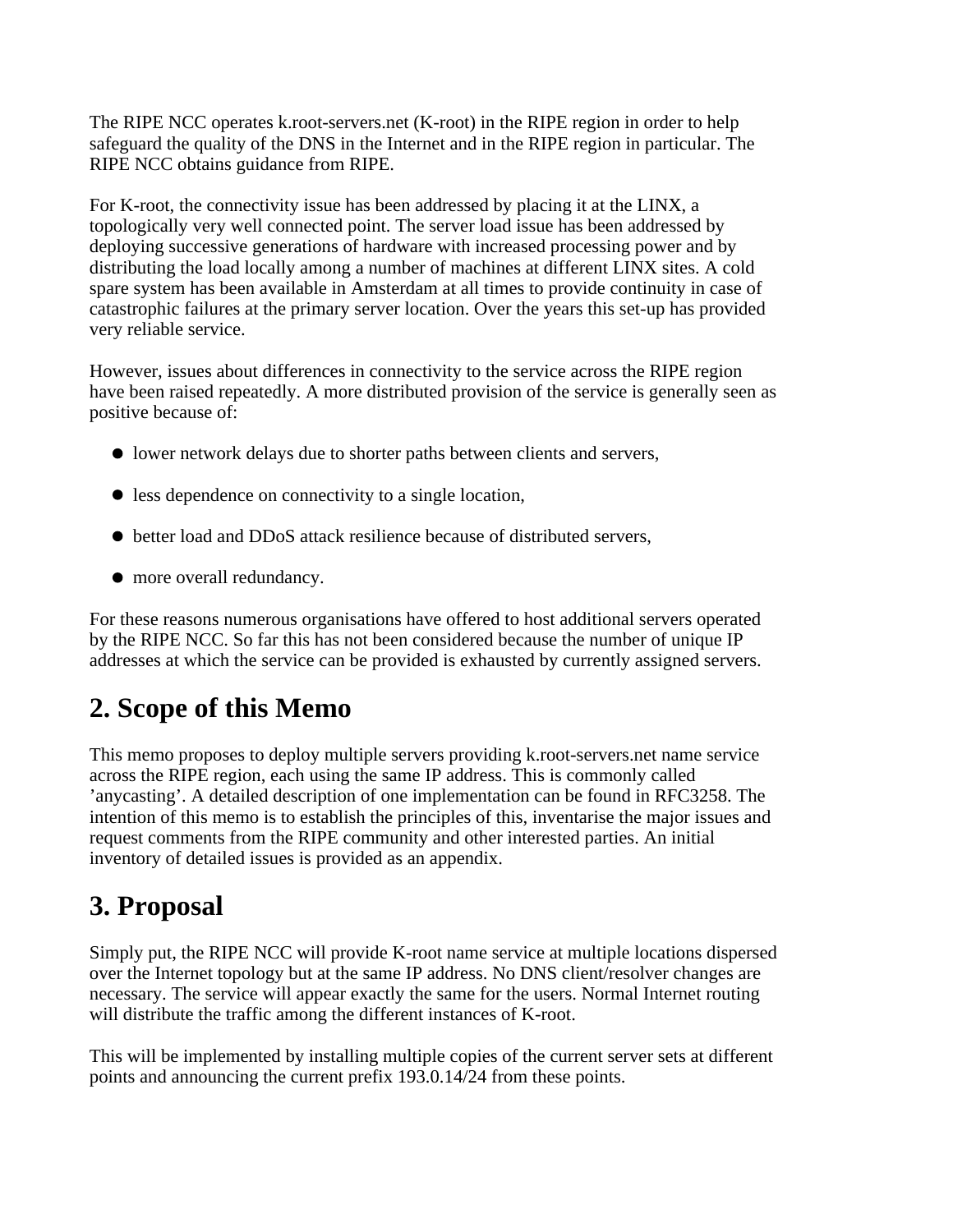The RIPE NCC operates k.root-servers.net (K-root) in the RIPE region in order to help safeguard the quality of the DNS in the Internet and in the RIPE region in particular. The RIPE NCC obtains guidance from RIPE.

For K-root, the connectivity issue has been addressed by placing it at the LINX, a topologically very well connected point. The server load issue has been addressed by deploying successive generations of hardware with increased processing power and by distributing the load locally among a number of machines at different LINX sites. A cold spare system has been available in Amsterdam at all times to provide continuity in case of catastrophic failures at the primary server location. Over the years this set-up has provided very reliable service.

However, issues about differences in connectivity to the service across the RIPE region have been raised repeatedly. A more distributed provision of the service is generally seen as positive because of:

- lower network delays due to shorter paths between clients and servers,
- less dependence on connectivity to a single location,
- better load and DDoS attack resilience because of distributed servers,
- more overall redundancy.

For these reasons numerous organisations have offered to host additional servers operated by the RIPE NCC. So far this has not been considered because the number of unique IP addresses at which the service can be provided is exhausted by currently assigned servers.

## 2. Scope of this Memo

This memo proposes to deploy multiple servers providing k.root-servers.net name service across the RIPE region, each using the same IP address. This is commonly called 'anycasting'. A detailed description of one implementation can be found in RFC3258. The intention of this memo is to establish the principles of this, inventarise the major issues and request comments from the RIPE community and other interested parties. An initial inventory of detailed issues is provided as an appendix.

## 3. Proposal

Simply put, the RIPE NCC will provide K-root name service at multiple locations dispersed over the Internet topology but at the same IP address. No DNS client/resolver changes are necessary. The service will appear exactly the same for the users. Normal Internet routing will distribute the traffic among the different instances of K-root.

This will be implemented by installing multiple copies of the current server sets at different points and announcing the current prefix 193.0.14/24 from these points.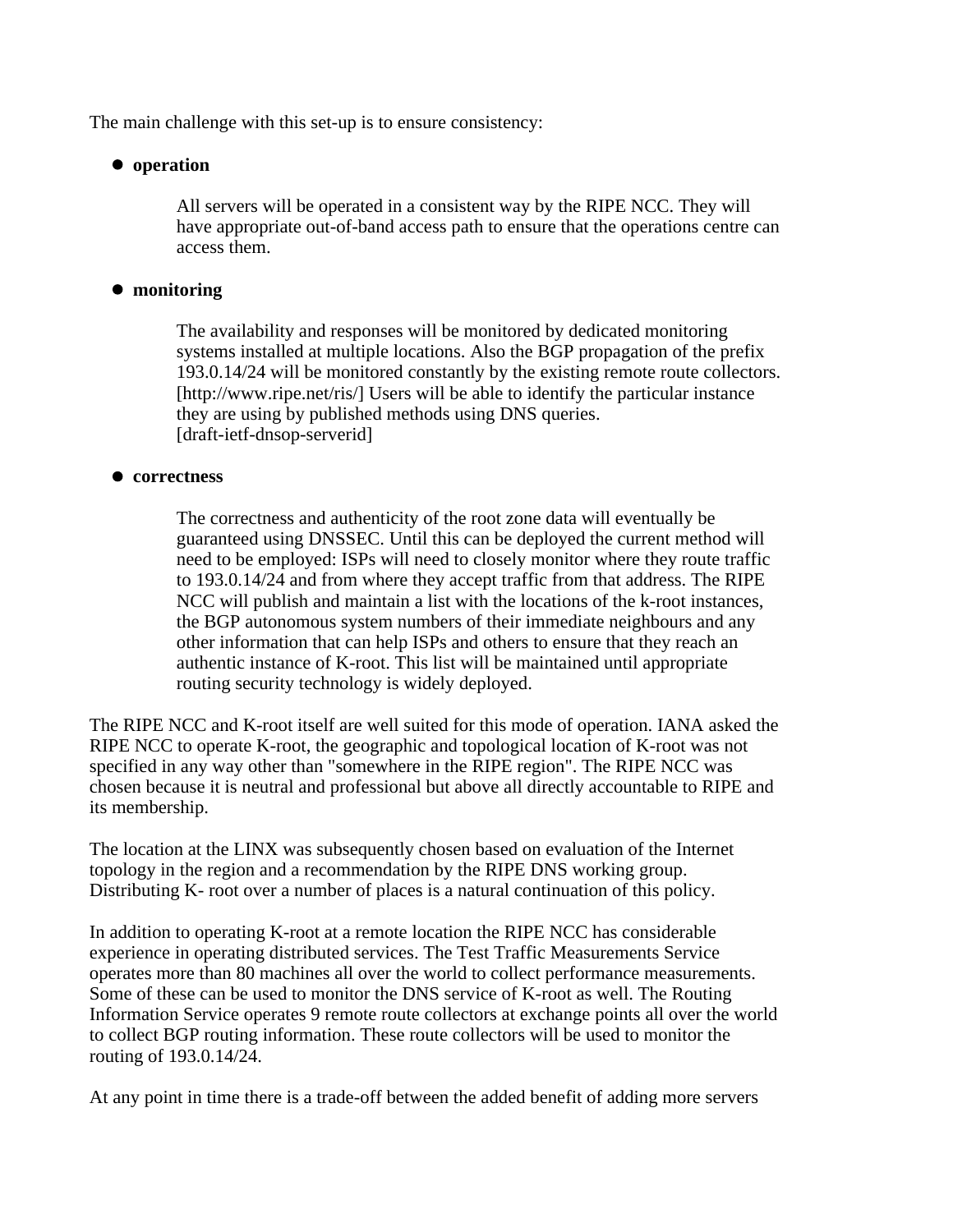The main challenge with this set-up is to ensure consistency:

- **operation**

  All servers will be operated in a consistent way by the RIPE NCC. They will have appropriate out-of-band access path to ensure that the operations centre can access them.

- **monitoring**

  The availability and responses will be monitored by dedicated monitoring systems installed at multiple locations. Also the BGP propagation of the prefix 193.0.14/24 will be monitored constantly by the existing remote route collectors. [http://www.ripe.net/ris/] Users will be able to identify the particular instance they are using by published methods using DNS queries. [draft-ietf-dnsop-serverid]

- **correctness**

  The correctness and authenticity of the root zone data will eventually be guaranteed using DNSSEC. Until this can be deployed the current method will need to be employed: ISPs will need to closely monitor where they route traffic to 193.0.14/24 and from where they accept traffic from that address. The RIPE NCC will publish and maintain a list with the locations of the k-root instances, the BGP autonomous system numbers of their immediate neighbours and any other information that can help ISPs and others to ensure that they reach an authentic instance of K-root. This list will be maintained until appropriate routing security technology is widely deployed.

The RIPE NCC and K-root itself are well suited for this mode of operation. IANA asked the RIPE NCC to operate K-root, the geographic and topological location of K-root was not specified in any way other than "somewhere in the RIPE region". The RIPE NCC was chosen because it is neutral and professional but above all directly accountable to RIPE and its membership.

The location at the LINX was subsequently chosen based on evaluation of the Internet topology in the region and a recommendation by the RIPE DNS working group. Distributing K- root over a number of places is a natural continuation of this policy.

In addition to operating K-root at a remote location the RIPE NCC has considerable experience in operating distributed services. The Test Traffic Measurements Service operates more than 80 machines all over the world to collect performance measurements. Some of these can be used to monitor the DNS service of K-root as well. The Routing Information Service operates 9 remote route collectors at exchange points all over the world to collect BGP routing information. These route collectors will be used to monitor the routing of 193.0.14/24.

At any point in time there is a trade-off between the added benefit of adding more servers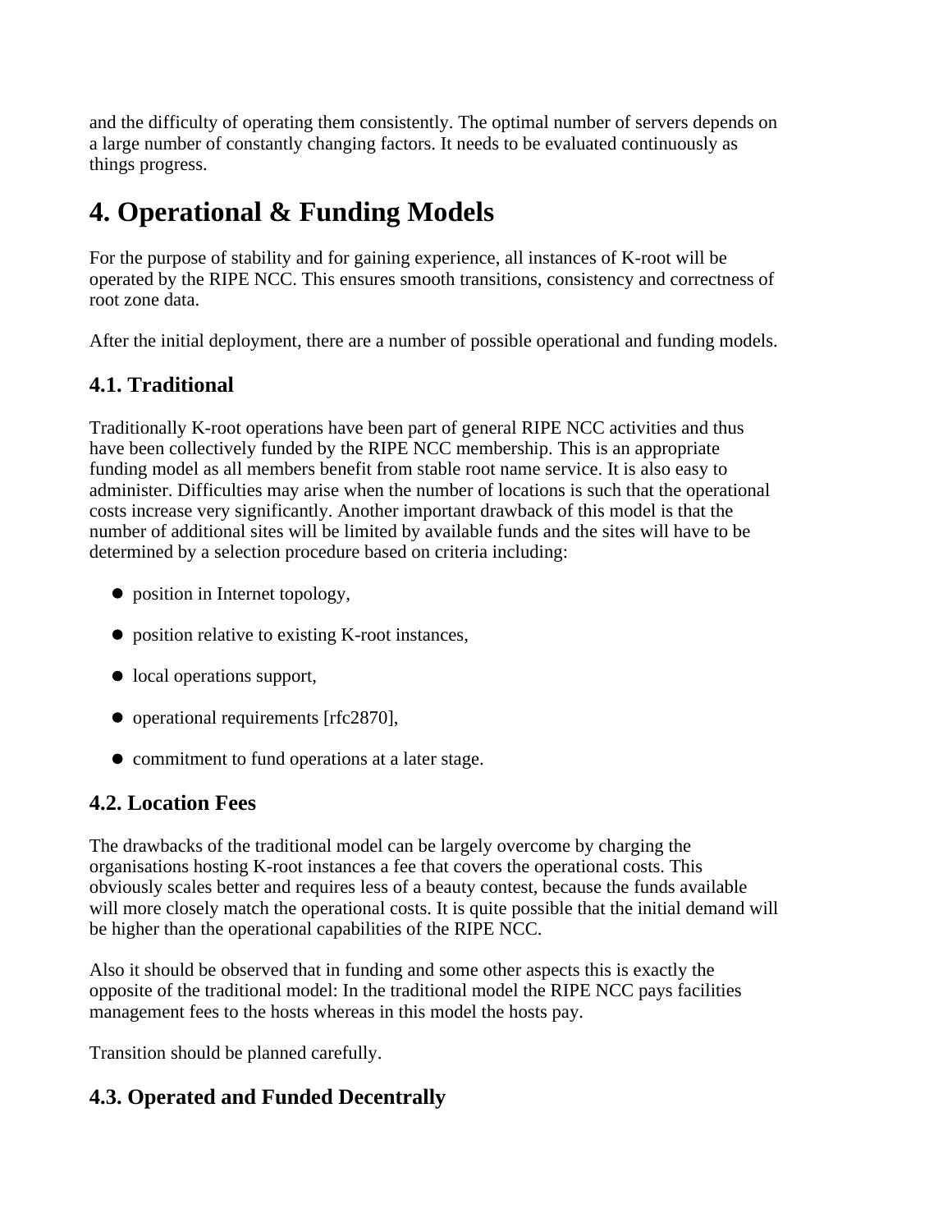and the difficulty of operating them consistently. The optimal number of servers depends on a large number of constantly changing factors. It needs to be evaluated continuously as things progress.

# 4. Operational & Funding Models

For the purpose of stability and for gaining experience, all instances of K-root will be operated by the RIPE NCC. This ensures smooth transitions, consistency and correctness of root zone data.

After the initial deployment, there are a number of possible operational and funding models.

## 4.1. Traditional

Traditionally K-root operations have been part of general RIPE NCC activities and thus have been collectively funded by the RIPE NCC membership. This is an appropriate funding model as all members benefit from stable root name service. It is also easy to administer. Difficulties may arise when the number of locations is such that the operational costs increase very significantly. Another important drawback of this model is that the number of additional sites will be limited by available funds and the sites will have to be determined by a selection procedure based on criteria including:

- position in Internet topology,
- position relative to existing K-root instances,
- local operations support,
- operational requirements [rfc2870],
- commitment to fund operations at a later stage.

## 4.2. Location Fees

The drawbacks of the traditional model can be largely overcome by charging the organisations hosting K-root instances a fee that covers the operational costs. This obviously scales better and requires less of a beauty contest, because the funds available will more closely match the operational costs. It is quite possible that the initial demand will be higher than the operational capabilities of the RIPE NCC.

Also it should be observed that in funding and some other aspects this is exactly the opposite of the traditional model: In the traditional model the RIPE NCC pays facilities management fees to the hosts whereas in this model the hosts pay.

Transition should be planned carefully.

## 4.3. Operated and Funded Decentrally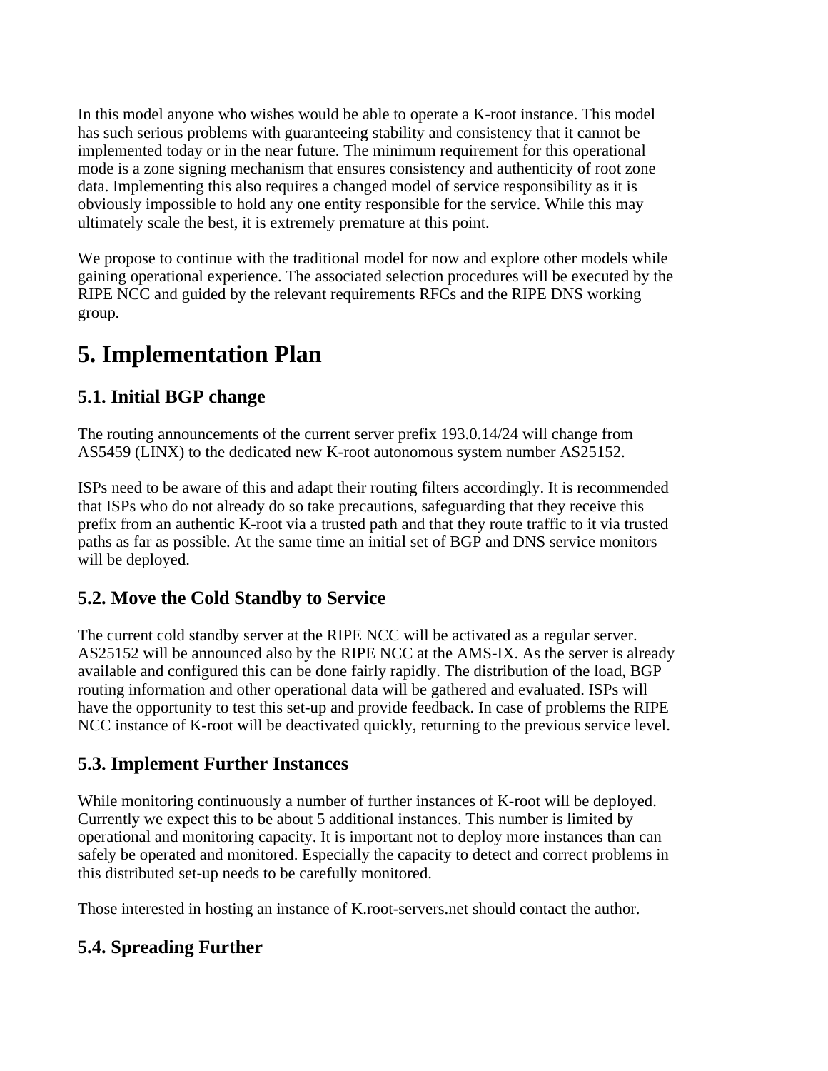In this model anyone who wishes would be able to operate a K-root instance. This model has such serious problems with guaranteeing stability and consistency that it cannot be implemented today or in the near future. The minimum requirement for this operational mode is a zone signing mechanism that ensures consistency and authenticity of root zone data. Implementing this also requires a changed model of service responsibility as it is obviously impossible to hold any one entity responsible for the service. While this may ultimately scale the best, it is extremely premature at this point.

We propose to continue with the traditional model for now and explore other models while gaining operational experience. The associated selection procedures will be executed by the RIPE NCC and guided by the relevant requirements RFCs and the RIPE DNS working group.

# 5. Implementation Plan

## 5.1. Initial BGP change

The routing announcements of the current server prefix 193.0.14/24 will change from AS5459 (LINX) to the dedicated new K-root autonomous system number AS25152.

ISPs need to be aware of this and adapt their routing filters accordingly. It is recommended that ISPs who do not already do so take precautions, safeguarding that they receive this prefix from an authentic K-root via a trusted path and that they route traffic to it via trusted paths as far as possible. At the same time an initial set of BGP and DNS service monitors will be deployed.

## 5.2. Move the Cold Standby to Service

The current cold standby server at the RIPE NCC will be activated as a regular server. AS25152 will be announced also by the RIPE NCC at the AMS-IX. As the server is already available and configured this can be done fairly rapidly. The distribution of the load, BGP routing information and other operational data will be gathered and evaluated. ISPs will have the opportunity to test this set-up and provide feedback. In case of problems the RIPE NCC instance of K-root will be deactivated quickly, returning to the previous service level.

## 5.3. Implement Further Instances

While monitoring continuously a number of further instances of K-root will be deployed. Currently we expect this to be about 5 additional instances. This number is limited by operational and monitoring capacity. It is important not to deploy more instances than can safely be operated and monitored. Especially the capacity to detect and correct problems in this distributed set-up needs to be carefully monitored.

Those interested in hosting an instance of K.root-servers.net should contact the author.

## 5.4. Spreading Further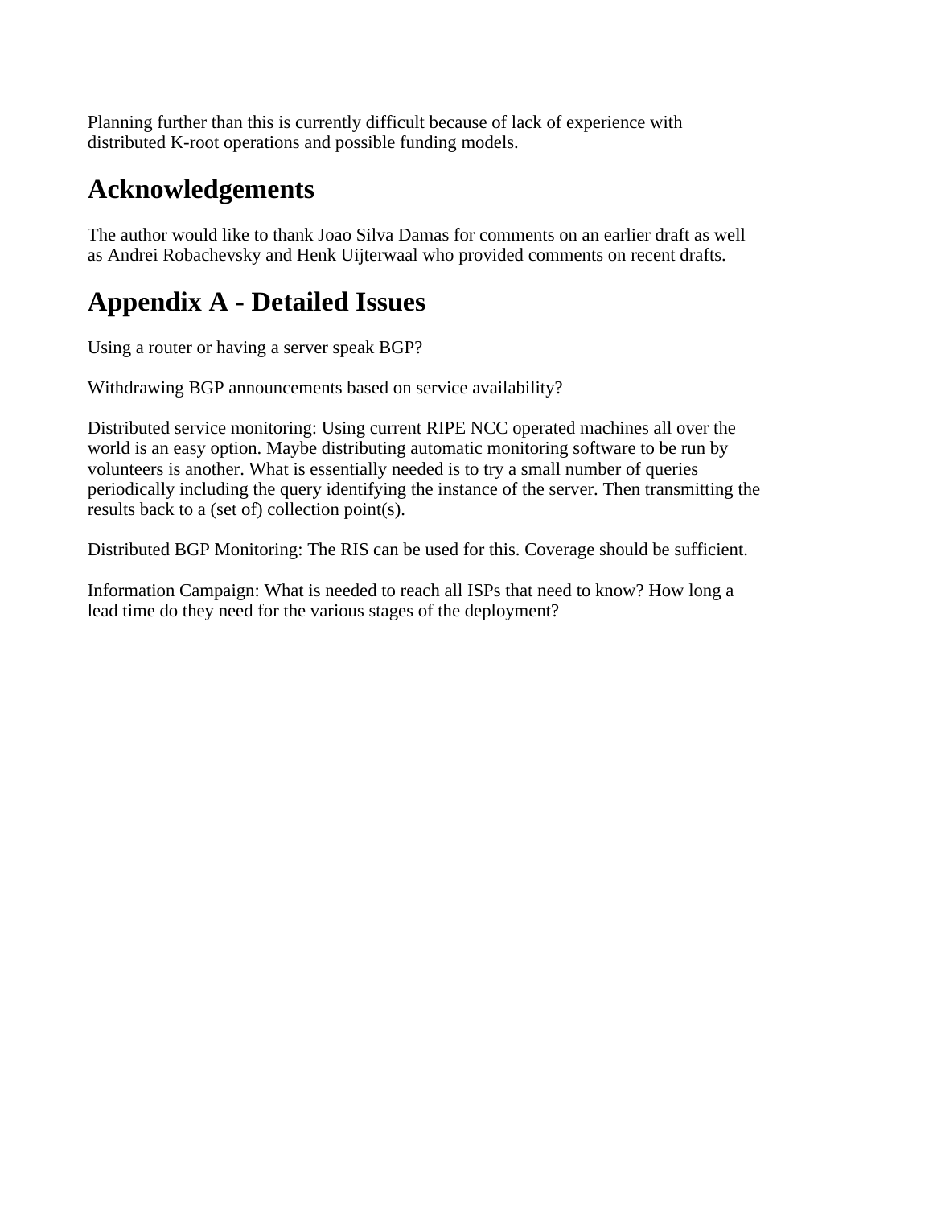Planning further than this is currently difficult because of lack of experience with distributed K-root operations and possible funding models.

## Acknowledgements

The author would like to thank Joao Silva Damas for comments on an earlier draft as well as Andrei Robachevsky and Henk Uijterwaal who provided comments on recent drafts.

## Appendix A - Detailed Issues

Using a router or having a server speak BGP?

Withdrawing BGP announcements based on service availability?

Distributed service monitoring: Using current RIPE NCC operated machines all over the world is an easy option. Maybe distributing automatic monitoring software to be run by volunteers is another. What is essentially needed is to try a small number of queries periodically including the query identifying the instance of the server. Then transmitting the results back to a (set of) collection point(s).

Distributed BGP Monitoring: The RIS can be used for this. Coverage should be sufficient.

Information Campaign: What is needed to reach all ISPs that need to know? How long a lead time do they need for the various stages of the deployment?